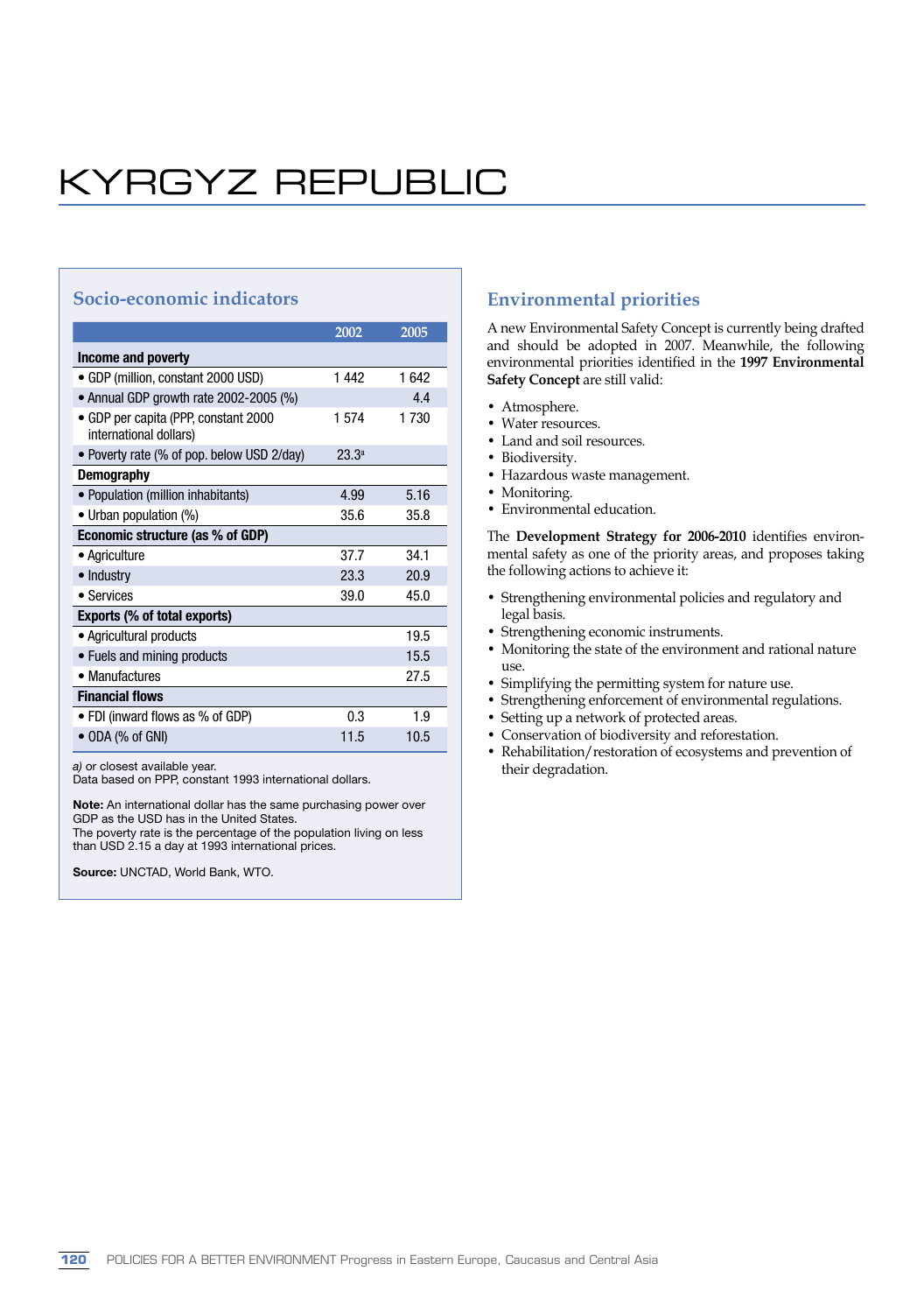# KYRGYZ REPUBLIC

## Socio-economic indicators

| | 2002 | 2005 |
|---|---|---|
| **Income and poverty** | | |
| • GDP (million, constant 2000 USD) | 1 442 | 1 642 |
| • Annual GDP growth rate 2002-2005 (%) | | 4.4 |
| • GDP per capita (PPP, constant 2000 international dollars) | 1 574 | 1 730 |
| • Poverty rate (% of pop. below USD 2/day) | 23.3[a] | |
| **Demography** | | |
| • Population (million inhabitants) | 4.99 | 5.16 |
| • Urban population (%) | 35.6 | 35.8 |
| **Economic structure (as % of GDP)** | | |
| • Agriculture | 37.7 | 34.1 |
| • Industry | 23.3 | 20.9 |
| • Services | 39.0 | 45.0 |
| **Exports (% of total exports)** | | |
| • Agricultural products | | 19.5 |
| • Fuels and mining products | | 15.5 |
| • Manufactures | | 27.5 |
| **Financial flows** | | |
| • FDI (inward flows as % of GDP) | 0.3 | 1.9 |
| • ODA (% of GNI) | 11.5 | 10.5 |

*a)* or closest available year.
Data based on PPP, constant 1993 international dollars.

**Note:** An international dollar has the same purchasing power over GDP as the USD has in the United States.
The poverty rate is the percentage of the population living on less than USD 2.15 a day at 1993 international prices.

**Source:** UNCTAD, World Bank, WTO.

## Environmental priorities

A new Environmental Safety Concept is currently being drafted and should be adopted in 2007. Meanwhile, the following environmental priorities identified in the **1997 Environmental Safety Concept** are still valid:

- Atmosphere.
- Water resources.
- Land and soil resources.
- Biodiversity.
- Hazardous waste management.
- Monitoring.
- Environmental education.

The **Development Strategy for 2006-2010** identifies environmental safety as one of the priority areas, and proposes taking the following actions to achieve it:

- Strengthening environmental policies and regulatory and legal basis.
- Strengthening economic instruments.
- Monitoring the state of the environment and rational nature use.
- Simplifying the permitting system for nature use.
- Strengthening enforcement of environmental regulations.
- Setting up a network of protected areas.
- Conservation of biodiversity and reforestation.
- Rehabilitation/restoration of ecosystems and prevention of their degradation.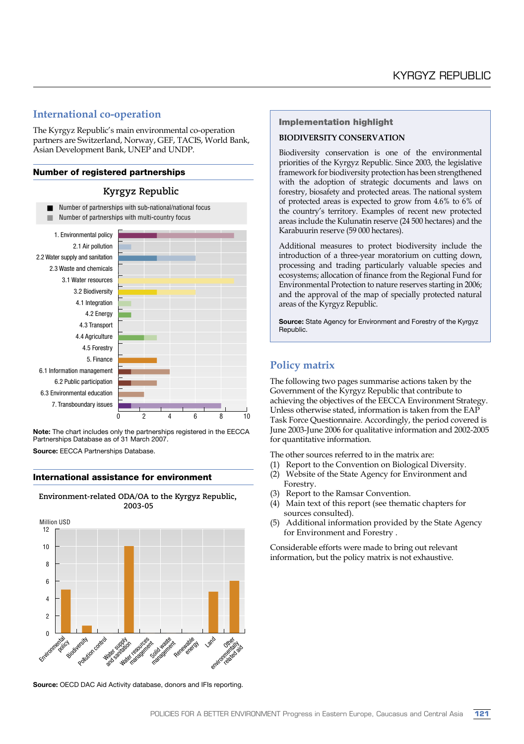## International co-operation

The Kyrgyz Republic's main environmental co-operation partners are Switzerland, Norway, GEF, TACIS, World Bank, Asian Development Bank, UNEP and UNDP.

### Number of registered partnerships

Kyrgyz Republic

- Number of partnerships with sub-national/national focus
- Number of partnerships with multi-country focus

1. Environmental policy
2.1 Air pollution
2.2 Water supply and sanitation
2.3 Waste and chemicals
3.1 Water resources
3.2 Biodiversity
4.1 Integration
4.2 Energy
4.3 Transport
4.4 Agriculture
4.5 Forestry
5. Finance
6.1 Information management
6.2 Public participation
6.3 Environmental education
7. Transboundary issues

**Note:** The chart includes only the partnerships registered in the EECCA Partnerships Database as of 31 March 2007.

**Source:** EECCA Partnerships Database.

### International assistance for environment

Environment-related ODA/OA to the Kyrgyz Republic, 2003-05

Million USD

Environmental policy, Biodiversity, Pollution control, Water supply and sanitation, Water resources management, Solid waste management, Renewable energy, Land, Other environmentally related aid

**Source:** OECD DAC Aid Activity database, donors and IFIs reporting.

---

**Implementation highlight**

**BIODIVERSITY CONSERVATION**

Biodiversity conservation is one of the environmental priorities of the Kyrgyz Republic. Since 2003, the legislative framework for biodiversity protection has been strengthened with the adoption of strategic documents and laws on forestry, biosafety and protected areas. The national system of protected areas is expected to grow from 4.6% to 6% of the country's territory. Examples of recent new protected areas include the Kulunatin reserve (24 500 hectares) and the Karabuurin reserve (59 000 hectares).

Additional measures to protect biodiversity include the introduction of a three-year moratorium on cutting down, processing and trading particularly valuable species and ecosystems; allocation of finance from the Regional Fund for Environmental Protection to nature reserves starting in 2006; and the approval of the map of specially protected natural areas of the Kyrgyz Republic.

**Source:** State Agency for Environment and Forestry of the Kyrgyz Republic.

---

## Policy matrix

The following two pages summarise actions taken by the Government of the Kyrgyz Republic that contribute to achieving the objectives of the EECCA Environment Strategy. Unless otherwise stated, information is taken from the EAP Task Force Questionnaire. Accordingly, the period covered is June 2003-June 2006 for qualitative information and 2002-2005 for quantitative information.

The other sources referred to in the matrix are:

(1) Report to the Convention on Biological Diversity.
(2) Website of the State Agency for Environment and Forestry.
(3) Report to the Ramsar Convention.
(4) Main text of this report (see thematic chapters for sources consulted).
(5) Additional information provided by the State Agency for Environment and Forestry .

Considerable efforts were made to bring out relevant information, but the policy matrix is not exhaustive.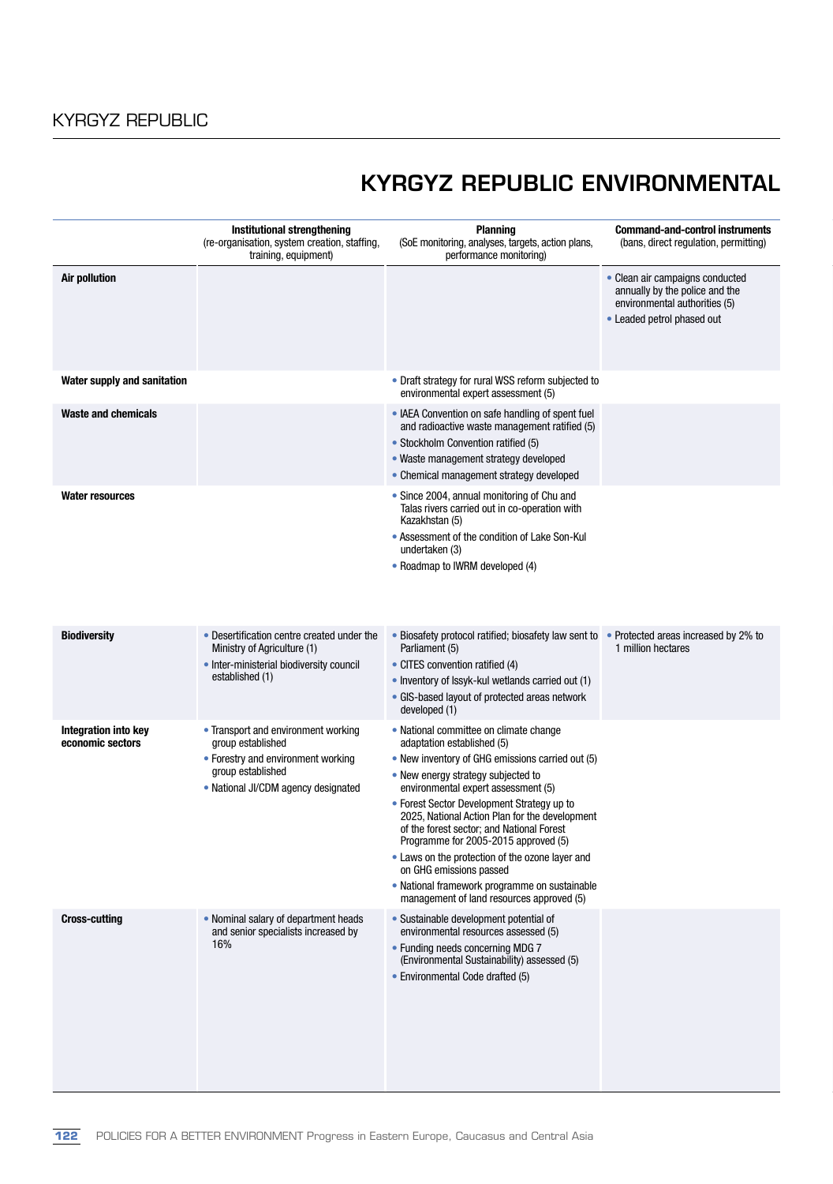# KYRGYZ REPUBLIC ENVIRONMENTAL

| | Institutional strengthening (re-organisation, system creation, staffing, training, equipment) | Planning (SoE monitoring, analyses, targets, action plans, performance monitoring) | Command-and-control instruments (bans, direct regulation, permitting) |
|---|---|---|---|
| **Air pollution** | | | • Clean air campaigns conducted annually by the police and the environmental authorities (5)<br>• Leaded petrol phased out |
| **Water supply and sanitation** | | • Draft strategy for rural WSS reform subjected to environmental expert assessment (5) | |
| **Waste and chemicals** | | • IAEA Convention on safe handling of spent fuel and radioactive waste management ratified (5)<br>• Stockholm Convention ratified (5)<br>• Waste management strategy developed<br>• Chemical management strategy developed | |
| **Water resources** | | • Since 2004, annual monitoring of Chu and Talas rivers carried out in co-operation with Kazakhstan (5)<br>• Assessment of the condition of Lake Son-Kul undertaken (3)<br>• Roadmap to IWRM developed (4) | |
| **Biodiversity** | • Desertification centre created under the Ministry of Agriculture (1)<br>• Inter-ministerial biodiversity council established (1) | • Biosafety protocol ratified; biosafety law sent to Parliament (5)<br>• CITES convention ratified (4)<br>• Inventory of Issyk-kul wetlands carried out (1)<br>• GIS-based layout of protected areas network developed (1) | • Protected areas increased by 2% to 1 million hectares |
| **Integration into key economic sectors** | • Transport and environment working group established<br>• Forestry and environment working group established<br>• National JI/CDM agency designated | • National committee on climate change adaptation established (5)<br>• New inventory of GHG emissions carried out (5)<br>• New energy strategy subjected to environmental expert assessment (5)<br>• Forest Sector Development Strategy up to 2025, National Action Plan for the development of the forest sector; and National Forest Programme for 2005-2015 approved (5)<br>• Laws on the protection of the ozone layer and on GHG emissions passed<br>• National framework programme on sustainable management of land resources approved (5) | |
| **Cross-cutting** | • Nominal salary of department heads and senior specialists increased by 16% | • Sustainable development potential of environmental resources assessed (5)<br>• Funding needs concerning MDG 7 (Environmental Sustainability) assessed (5)<br>• Environmental Code drafted (5) | |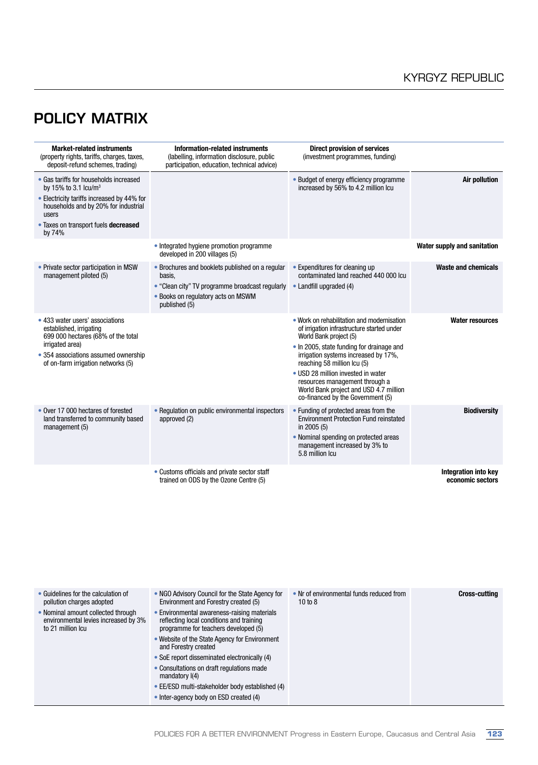# POLICY MATRIX

| Market-related instruments (property rights, tariffs, charges, taxes, deposit-refund schemes, trading) | Information-related instruments (labelling, information disclosure, public participation, education, technical advice) | Direct provision of services (investment programmes, funding) | |
|---|---|---|---|
| • Gas tariffs for households increased by 15% to 3.1 lcu/m³<br>• Electricity tariffs increased by 44% for households and by 20% for industrial users<br>• Taxes on transport fuels **decreased** by 74% | | • Budget of energy efficiency programme increased by 56% to 4.2 million lcu | **Air pollution** |
| | • Integrated hygiene promotion programme developed in 200 villages (5) | | **Water supply and sanitation** |
| • Private sector participation in MSW management piloted (5) | • Brochures and booklets published on a regular basis,<br>• "Clean city" TV programme broadcast regularly<br>• Books on regulatory acts on MSWM published (5) | • Expenditures for cleaning up contaminated land reached 440 000 lcu<br>• Landfill upgraded (4) | **Waste and chemicals** |
| • 433 water users' associations established, irrigating 699 000 hectares (68% of the total irrigated area)<br>• 354 associations assumed ownership of on-farm irrigation networks (5) | | • Work on rehabilitation and modernisation of irrigation infrastructure started under World Bank project (5)<br>• In 2005, state funding for drainage and irrigation systems increased by 17%, reaching 58 million lcu (5)<br>• USD 28 million invested in water resources management through a World Bank project and USD 4.7 million co-financed by the Government (5) | **Water resources** |
| • Over 17 000 hectares of forested land transferred to community based management (5) | • Regulation on public environmental inspectors approved (2) | • Funding of protected areas from the Environment Protection Fund reinstated in 2005 (5)<br>• Nominal spending on protected areas management increased by 3% to 5.8 million lcu | **Biodiversity** |
| | • Customs officials and private sector staff trained on ODS by the Ozone Centre (5) | | **Integration into key economic sectors** |
| • Guidelines for the calculation of pollution charges adopted<br>• Nominal amount collected through environmental levies increased by 3% to 21 million lcu | • NGO Advisory Council for the State Agency for Environment and Forestry created (5)<br>• Environmental awareness-raising materials reflecting local conditions and training programme for teachers developed (5)<br>• Website of the State Agency for Environment and Forestry created<br>• SoE report disseminated electronically (4)<br>• Consultations on draft regulations made mandatory l(4)<br>• EE/ESD multi-stakeholder body established (4)<br>• Inter-agency body on ESD created (4) | • Nr of environmental funds reduced from 10 to 8 | **Cross-cutting** |